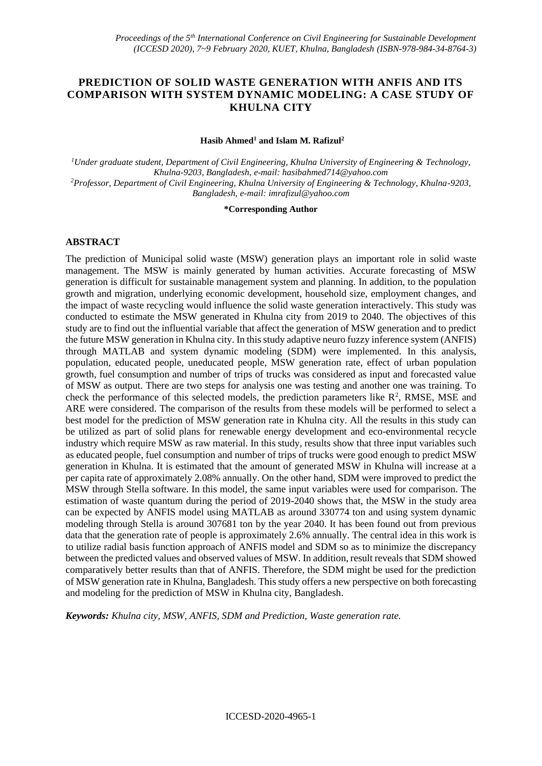# PREDICTION OF SOLID WASTE GENERATION WITH ANFIS AND ITS COMPARISON WITH SYSTEM DYNAMIC MODELING: A CASE STUDY OF KHULNA CITY

**Hasib Ahmed[1] and Islam M. Rafizul[2]**

*[1]Under graduate student, Department of Civil Engineering, Khulna University of Engineering & Technology, Khulna-9203, Bangladesh, e-mail: hasibahmed714@yahoo.com*
*[2]Professor, Department of Civil Engineering, Khulna University of Engineering & Technology, Khulna-9203, Bangladesh, e-mail: imrafizul@yahoo.com*

**\*Corresponding Author**

## ABSTRACT

The prediction of Municipal solid waste (MSW) generation plays an important role in solid waste management. The MSW is mainly generated by human activities. Accurate forecasting of MSW generation is difficult for sustainable management system and planning. In addition, to the population growth and migration, underlying economic development, household size, employment changes, and the impact of waste recycling would influence the solid waste generation interactively. This study was conducted to estimate the MSW generated in Khulna city from 2019 to 2040. The objectives of this study are to find out the influential variable that affect the generation of MSW generation and to predict the future MSW generation in Khulna city. In this study adaptive neuro fuzzy inference system (ANFIS) through MATLAB and system dynamic modeling (SDM) were implemented. In this analysis, population, educated people, uneducated people, MSW generation rate, effect of urban population growth, fuel consumption and number of trips of trucks was considered as input and forecasted value of MSW as output. There are two steps for analysis one was testing and another one was training. To check the performance of this selected models, the prediction parameters like $R^2$, RMSE, MSE and ARE were considered. The comparison of the results from these models will be performed to select a best model for the prediction of MSW generation rate in Khulna city. All the results in this study can be utilized as part of solid plans for renewable energy development and eco-environmental recycle industry which require MSW as raw material. In this study, results show that three input variables such as educated people, fuel consumption and number of trips of trucks were good enough to predict MSW generation in Khulna. It is estimated that the amount of generated MSW in Khulna will increase at a per capita rate of approximately 2.08% annually. On the other hand, SDM were improved to predict the MSW through Stella software. In this model, the same input variables were used for comparison. The estimation of waste quantum during the period of 2019-2040 shows that, the MSW in the study area can be expected by ANFIS model using MATLAB as around 330774 ton and using system dynamic modeling through Stella is around 307681 ton by the year 2040. It has been found out from previous data that the generation rate of people is approximately 2.6% annually. The central idea in this work is to utilize radial basis function approach of ANFIS model and SDM so as to minimize the discrepancy between the predicted values and observed values of MSW. In addition, result reveals that SDM showed comparatively better results than that of ANFIS. Therefore, the SDM might be used for the prediction of MSW generation rate in Khulna, Bangladesh. This study offers a new perspective on both forecasting and modeling for the prediction of MSW in Khulna city, Bangladesh.

***Keywords:*** *Khulna city, MSW, ANFIS, SDM and Prediction, Waste generation rate.*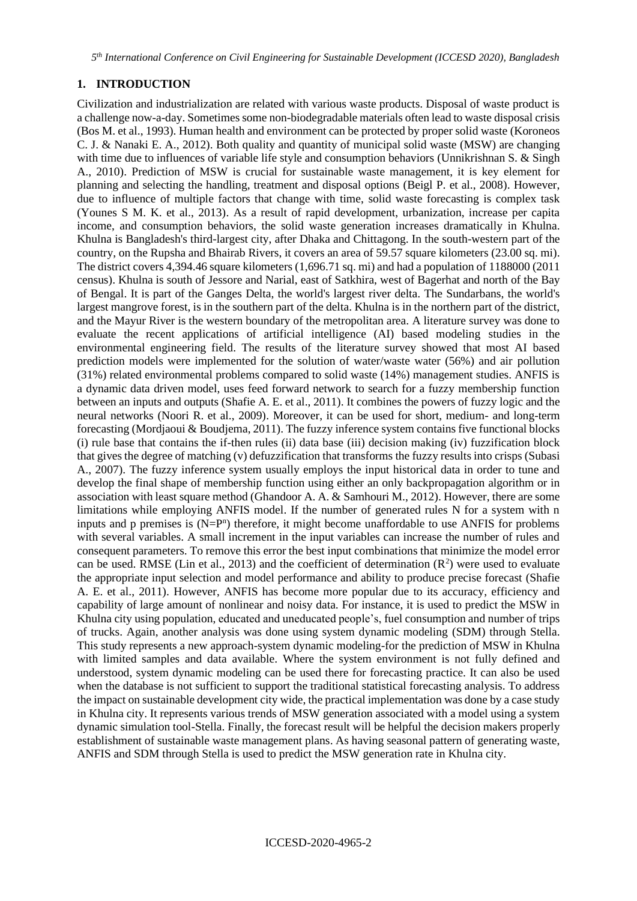## 1. INTRODUCTION

Civilization and industrialization are related with various waste products. Disposal of waste product is a challenge now-a-day. Sometimes some non-biodegradable materials often lead to waste disposal crisis (Bos M. et al., 1993). Human health and environment can be protected by proper solid waste (Koroneos C. J. & Nanaki E. A., 2012). Both quality and quantity of municipal solid waste (MSW) are changing with time due to influences of variable life style and consumption behaviors (Unnikrishnan S. & Singh A., 2010). Prediction of MSW is crucial for sustainable waste management, it is key element for planning and selecting the handling, treatment and disposal options (Beigl P. et al., 2008). However, due to influence of multiple factors that change with time, solid waste forecasting is complex task (Younes S M. K. et al., 2013). As a result of rapid development, urbanization, increase per capita income, and consumption behaviors, the solid waste generation increases dramatically in Khulna. Khulna is Bangladesh's third-largest city, after Dhaka and Chittagong. In the south-western part of the country, on the Rupsha and Bhairab Rivers, it covers an area of 59.57 square kilometers (23.00 sq. mi). The district covers 4,394.46 square kilometers (1,696.71 sq. mi) and had a population of 1188000 (2011 census). Khulna is south of Jessore and Narial, east of Satkhira, west of Bagerhat and north of the Bay of Bengal. It is part of the Ganges Delta, the world's largest river delta. The Sundarbans, the world's largest mangrove forest, is in the southern part of the delta. Khulna is in the northern part of the district, and the Mayur River is the western boundary of the metropolitan area. A literature survey was done to evaluate the recent applications of artificial intelligence (AI) based modeling studies in the environmental engineering field. The results of the literature survey showed that most AI based prediction models were implemented for the solution of water/waste water (56%) and air pollution (31%) related environmental problems compared to solid waste (14%) management studies. ANFIS is a dynamic data driven model, uses feed forward network to search for a fuzzy membership function between an inputs and outputs (Shafie A. E. et al., 2011). It combines the powers of fuzzy logic and the neural networks (Noori R. et al., 2009). Moreover, it can be used for short, medium- and long-term forecasting (Mordjaoui & Boudjema, 2011). The fuzzy inference system contains five functional blocks (i) rule base that contains the if-then rules (ii) data base (iii) decision making (iv) fuzzification block that gives the degree of matching (v) defuzzification that transforms the fuzzy results into crisps (Subasi A., 2007). The fuzzy inference system usually employs the input historical data in order to tune and develop the final shape of membership function using either an only backpropagation algorithm or in association with least square method (Ghandoor A. A. & Samhouri M., 2012). However, there are some limitations while employing ANFIS model. If the number of generated rules N for a system with n inputs and p premises is ($N=P^n$) therefore, it might become unaffordable to use ANFIS for problems with several variables. A small increment in the input variables can increase the number of rules and consequent parameters. To remove this error the best input combinations that minimize the model error can be used. RMSE (Lin et al., 2013) and the coefficient of determination ($R^2$) were used to evaluate the appropriate input selection and model performance and ability to produce precise forecast (Shafie A. E. et al., 2011). However, ANFIS has become more popular due to its accuracy, efficiency and capability of large amount of nonlinear and noisy data. For instance, it is used to predict the MSW in Khulna city using population, educated and uneducated people's, fuel consumption and number of trips of trucks. Again, another analysis was done using system dynamic modeling (SDM) through Stella. This study represents a new approach-system dynamic modeling-for the prediction of MSW in Khulna with limited samples and data available. Where the system environment is not fully defined and understood, system dynamic modeling can be used there for forecasting practice. It can also be used when the database is not sufficient to support the traditional statistical forecasting analysis. To address the impact on sustainable development city wide, the practical implementation was done by a case study in Khulna city. It represents various trends of MSW generation associated with a model using a system dynamic simulation tool-Stella. Finally, the forecast result will be helpful the decision makers properly establishment of sustainable waste management plans. As having seasonal pattern of generating waste, ANFIS and SDM through Stella is used to predict the MSW generation rate in Khulna city.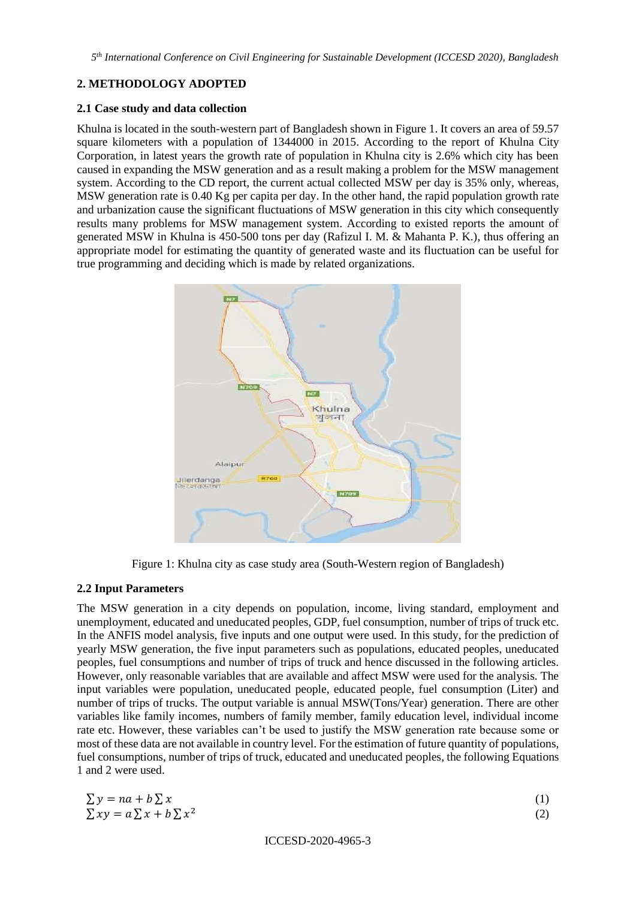## 2. METHODOLOGY ADOPTED

### 2.1 Case study and data collection

Khulna is located in the south-western part of Bangladesh shown in Figure 1. It covers an area of 59.57 square kilometers with a population of 1344000 in 2015. According to the report of Khulna City Corporation, in latest years the growth rate of population in Khulna city is 2.6% which city has been caused in expanding the MSW generation and as a result making a problem for the MSW management system. According to the CD report, the current actual collected MSW per day is 35% only, whereas, MSW generation rate is 0.40 Kg per capita per day. In the other hand, the rapid population growth rate and urbanization cause the significant fluctuations of MSW generation in this city which consequently results many problems for MSW management system. According to existed reports the amount of generated MSW in Khulna is 450-500 tons per day (Rafizul I. M. & Mahanta P. K.), thus offering an appropriate model for estimating the quantity of generated waste and its fluctuation can be useful for true programming and deciding which is made by related organizations.

Figure 1: Khulna city as case study area (South-Western region of Bangladesh)

### 2.2 Input Parameters

The MSW generation in a city depends on population, income, living standard, employment and unemployment, educated and uneducated peoples, GDP, fuel consumption, number of trips of truck etc. In the ANFIS model analysis, five inputs and one output were used. In this study, for the prediction of yearly MSW generation, the five input parameters such as populations, educated peoples, uneducated peoples, fuel consumptions and number of trips of truck and hence discussed in the following articles. However, only reasonable variables that are available and affect MSW were used for the analysis. The input variables were population, uneducated people, educated people, fuel consumption (Liter) and number of trips of trucks. The output variable is annual MSW(Tons/Year) generation. There are other variables like family incomes, numbers of family member, family education level, individual income rate etc. However, these variables can't be used to justify the MSW generation rate because some or most of these data are not available in country level. For the estimation of future quantity of populations, fuel consumptions, number of trips of truck, educated and uneducated peoples, the following Equations 1 and 2 were used.

$$\sum y = na + b\sum x \tag{1}$$

$$\sum xy = a\sum x + b\sum x^2 \tag{2}$$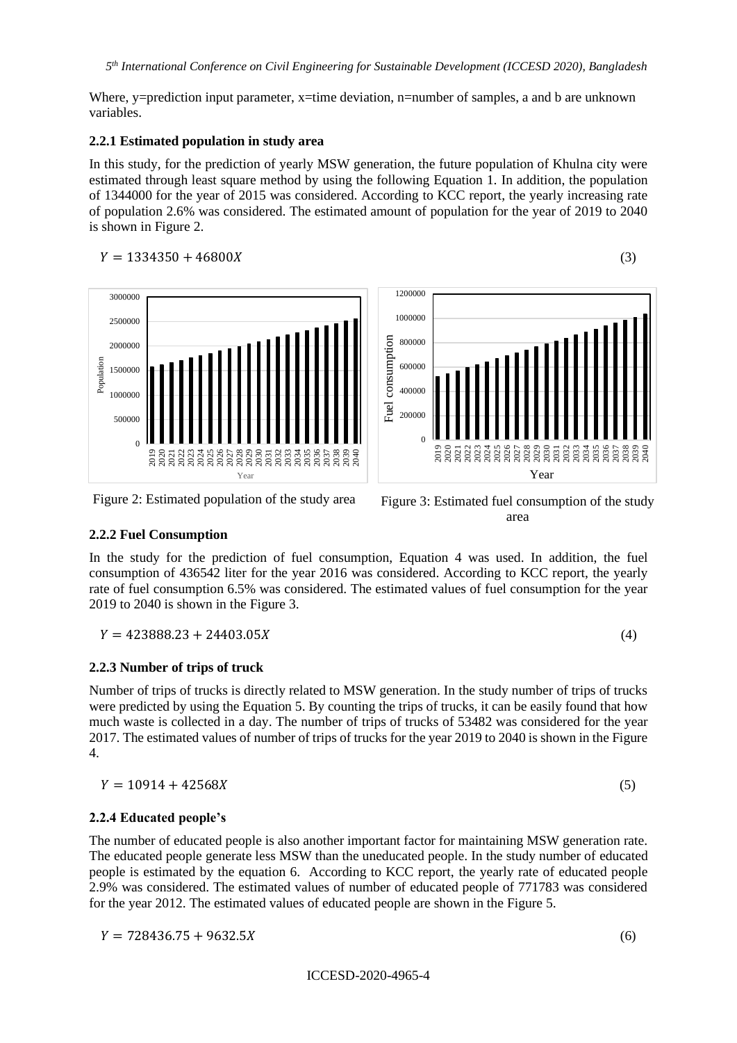Where, y=prediction input parameter, x=time deviation, n=number of samples, a and b are unknown variables.

### 2.2.1 Estimated population in study area

In this study, for the prediction of yearly MSW generation, the future population of Khulna city were estimated through least square method by using the following Equation 1. In addition, the population of 1344000 for the year of 2015 was considered. According to KCC report, the yearly increasing rate of population 2.6% was considered. The estimated amount of population for the year of 2019 to 2040 is shown in Figure 2.

$$Y = 1334350 + 46800X \tag{3}$$

Figure 2: Estimated population of the study area

Figure 3: Estimated fuel consumption of the study area

### 2.2.2 Fuel Consumption

In the study for the prediction of fuel consumption, Equation 4 was used. In addition, the fuel consumption of 436542 liter for the year 2016 was considered. According to KCC report, the yearly rate of fuel consumption 6.5% was considered. The estimated values of fuel consumption for the year 2019 to 2040 is shown in the Figure 3.

$$Y = 423888.23 + 24403.05X \tag{4}$$

### 2.2.3 Number of trips of truck

Number of trips of trucks is directly related to MSW generation. In the study number of trips of trucks were predicted by using the Equation 5. By counting the trips of trucks, it can be easily found that how much waste is collected in a day. The number of trips of trucks of 53482 was considered for the year 2017. The estimated values of number of trips of trucks for the year 2019 to 2040 is shown in the Figure 4.

$$Y = 10914 + 42568X \tag{5}$$

### 2.2.4 Educated people's

The number of educated people is also another important factor for maintaining MSW generation rate. The educated people generate less MSW than the uneducated people. In the study number of educated people is estimated by the equation 6. According to KCC report, the yearly rate of educated people 2.9% was considered. The estimated values of number of educated people of 771783 was considered for the year 2012. The estimated values of educated people are shown in the Figure 5.

$$Y = 728436.75 + 9632.5X \tag{6}$$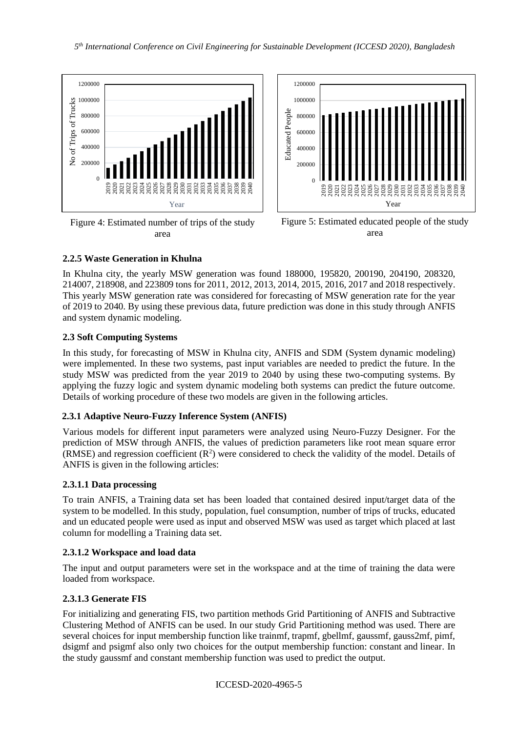Figure 4: Estimated number of trips of the study area

Figure 5: Estimated educated people of the study area

### 2.2.5 Waste Generation in Khulna

In Khulna city, the yearly MSW generation was found 188000, 195820, 200190, 204190, 208320, 214007, 218908, and 223809 tons for 2011, 2012, 2013, 2014, 2015, 2016, 2017 and 2018 respectively. This yearly MSW generation rate was considered for forecasting of MSW generation rate for the year of 2019 to 2040. By using these previous data, future prediction was done in this study through ANFIS and system dynamic modeling.

## 2.3 Soft Computing Systems

In this study, for forecasting of MSW in Khulna city, ANFIS and SDM (System dynamic modeling) were implemented. In these two systems, past input variables are needed to predict the future. In the study MSW was predicted from the year 2019 to 2040 by using these two-computing systems. By applying the fuzzy logic and system dynamic modeling both systems can predict the future outcome. Details of working procedure of these two models are given in the following articles.

### 2.3.1 Adaptive Neuro-Fuzzy Inference System (ANFIS)

Various models for different input parameters were analyzed using Neuro-Fuzzy Designer. For the prediction of MSW through ANFIS, the values of prediction parameters like root mean square error (RMSE) and regression coefficient ($R^2$) were considered to check the validity of the model. Details of ANFIS is given in the following articles:

#### 2.3.1.1 Data processing

To train ANFIS, a Training data set has been loaded that contained desired input/target data of the system to be modelled. In this study, population, fuel consumption, number of trips of trucks, educated and un educated people were used as input and observed MSW was used as target which placed at last column for modelling a Training data set.

#### 2.3.1.2 Workspace and load data

The input and output parameters were set in the workspace and at the time of training the data were loaded from workspace.

#### 2.3.1.3 Generate FIS

For initializing and generating FIS, two partition methods Grid Partitioning of ANFIS and Subtractive Clustering Method of ANFIS can be used. In our study Grid Partitioning method was used. There are several choices for input membership function like trainmf, trapmf, gbellmf, gaussmf, gauss2mf, pimf, dsigmf and psigmf also only two choices for the output membership function: constant and linear. In the study gaussmf and constant membership function was used to predict the output.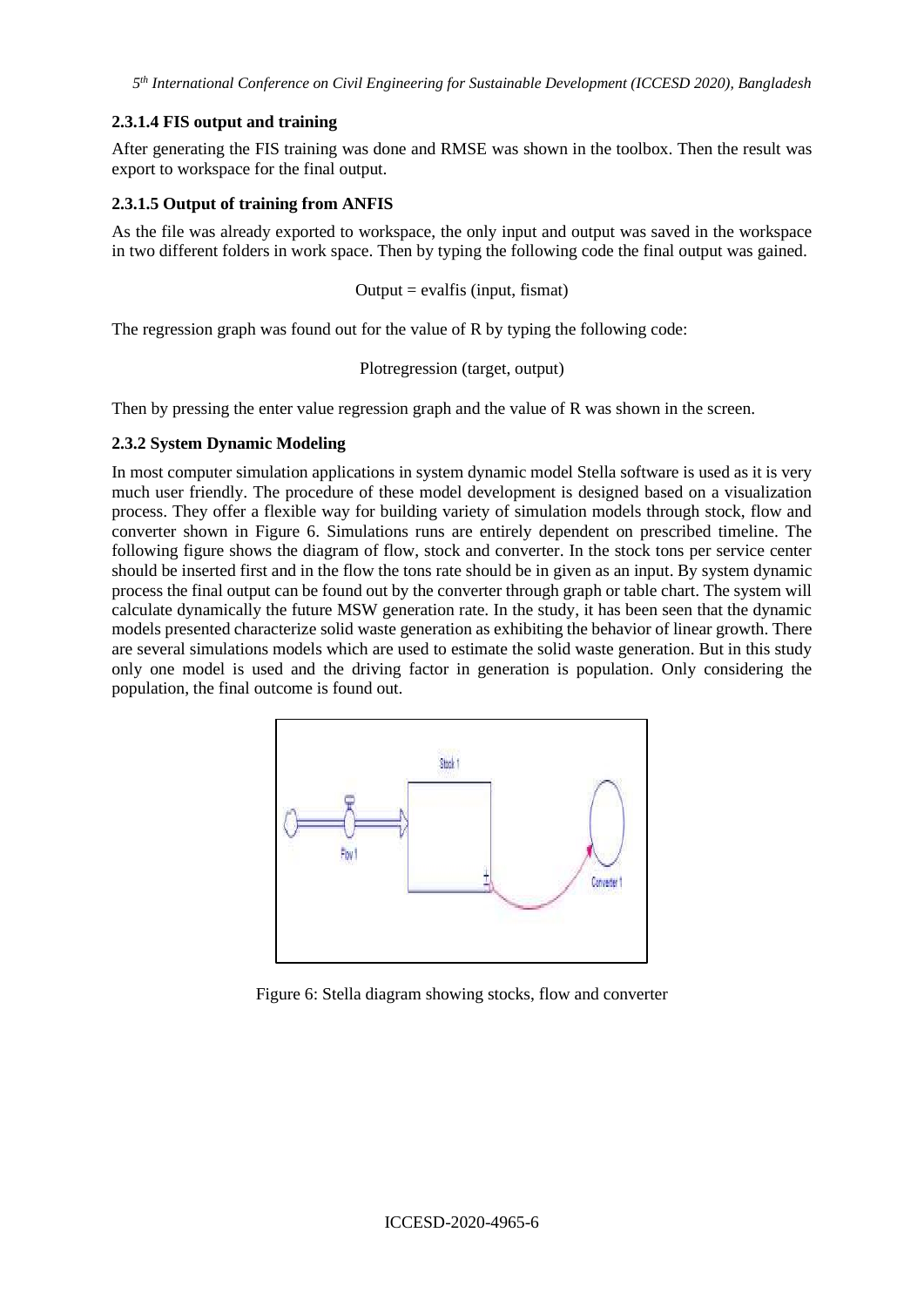#### 2.3.1.4 FIS output and training

After generating the FIS training was done and RMSE was shown in the toolbox. Then the result was export to workspace for the final output.

#### 2.3.1.5 Output of training from ANFIS

As the file was already exported to workspace, the only input and output was saved in the workspace in two different folders in work space. Then by typing the following code the final output was gained.

```
Output = evalfis (input, fismat)
```

The regression graph was found out for the value of R by typing the following code:

```
Plotregression (target, output)
```

Then by pressing the enter value regression graph and the value of R was shown in the screen.

### 2.3.2 System Dynamic Modeling

In most computer simulation applications in system dynamic model Stella software is used as it is very much user friendly. The procedure of these model development is designed based on a visualization process. They offer a flexible way for building variety of simulation models through stock, flow and converter shown in Figure 6. Simulations runs are entirely dependent on prescribed timeline. The following figure shows the diagram of flow, stock and converter. In the stock tons per service center should be inserted first and in the flow the tons rate should be in given as an input. By system dynamic process the final output can be found out by the converter through graph or table chart. The system will calculate dynamically the future MSW generation rate. In the study, it has been seen that the dynamic models presented characterize solid waste generation as exhibiting the behavior of linear growth. There are several simulations models which are used to estimate the solid waste generation. But in this study only one model is used and the driving factor in generation is population. Only considering the population, the final outcome is found out.

Figure 6: Stella diagram showing stocks, flow and converter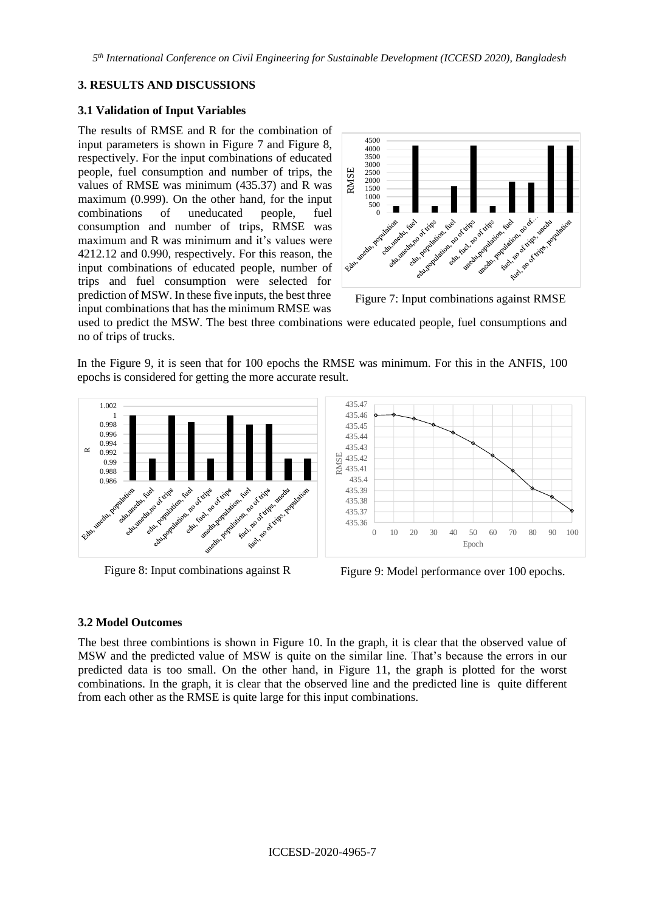## 3. RESULTS AND DISCUSSIONS

### 3.1 Validation of Input Variables

The results of RMSE and R for the combination of input parameters is shown in Figure 7 and Figure 8, respectively. For the input combinations of educated people, fuel consumption and number of trips, the values of RMSE was minimum (435.37) and R was maximum (0.999). On the other hand, for the input combinations of uneducated people, fuel consumption and number of trips, RMSE was maximum and R was minimum and it's values were 4212.12 and 0.990, respectively. For this reason, the input combinations of educated people, number of trips and fuel consumption were selected for prediction of MSW. In these five inputs, the best three input combinations that has the minimum RMSE was used to predict the MSW. The best three combinations were educated people, fuel consumptions and no of trips of trucks.

Figure 7: Input combinations against RMSE

In the Figure 9, it is seen that for 100 epochs the RMSE was minimum. For this in the ANFIS, 100 epochs is considered for getting the more accurate result.

Figure 8: Input combinations against R

Figure 9: Model performance over 100 epochs.

### 3.2 Model Outcomes

The best three combintions is shown in Figure 10. In the graph, it is clear that the observed value of MSW and the predicted value of MSW is quite on the similar line. That's because the errors in our predicted data is too small. On the other hand, in Figure 11, the graph is plotted for the worst combinations. In the graph, it is clear that the observed line and the predicted line is quite different from each other as the RMSE is quite large for this input combinations.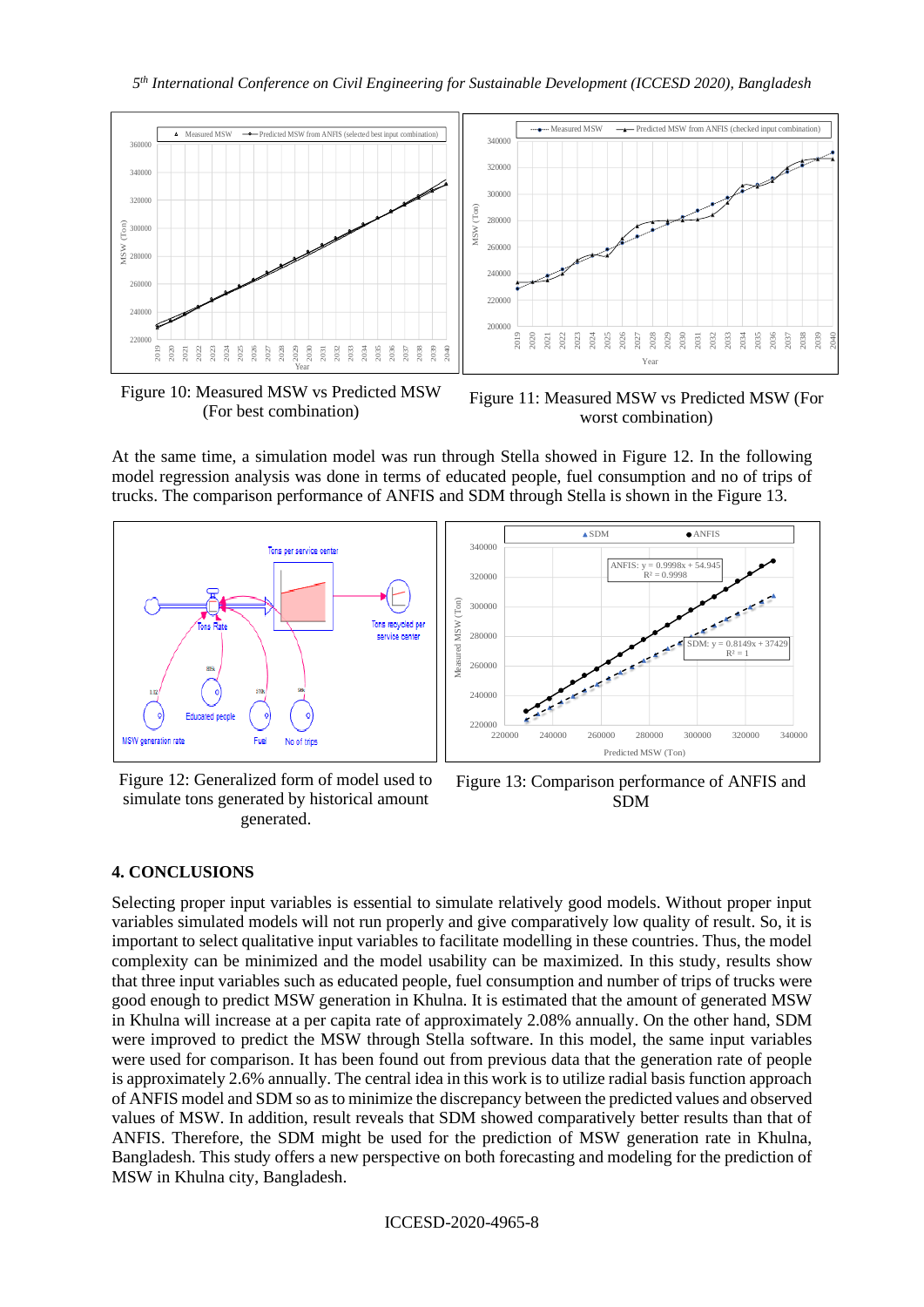Figure 10: Measured MSW vs Predicted MSW (For best combination)

Figure 11: Measured MSW vs Predicted MSW (For worst combination)

At the same time, a simulation model was run through Stella showed in Figure 12. In the following model regression analysis was done in terms of educated people, fuel consumption and no of trips of trucks. The comparison performance of ANFIS and SDM through Stella is shown in the Figure 13.

Figure 12: Generalized form of model used to simulate tons generated by historical amount generated.

Figure 13: Comparison performance of ANFIS and SDM

## 4. CONCLUSIONS

Selecting proper input variables is essential to simulate relatively good models. Without proper input variables simulated models will not run properly and give comparatively low quality of result. So, it is important to select qualitative input variables to facilitate modelling in these countries. Thus, the model complexity can be minimized and the model usability can be maximized. In this study, results show that three input variables such as educated people, fuel consumption and number of trips of trucks were good enough to predict MSW generation in Khulna. It is estimated that the amount of generated MSW in Khulna will increase at a per capita rate of approximately 2.08% annually. On the other hand, SDM were improved to predict the MSW through Stella software. In this model, the same input variables were used for comparison. It has been found out from previous data that the generation rate of people is approximately 2.6% annually. The central idea in this work is to utilize radial basis function approach of ANFIS model and SDM so as to minimize the discrepancy between the predicted values and observed values of MSW. In addition, result reveals that SDM showed comparatively better results than that of ANFIS. Therefore, the SDM might be used for the prediction of MSW generation rate in Khulna, Bangladesh. This study offers a new perspective on both forecasting and modeling for the prediction of MSW in Khulna city, Bangladesh.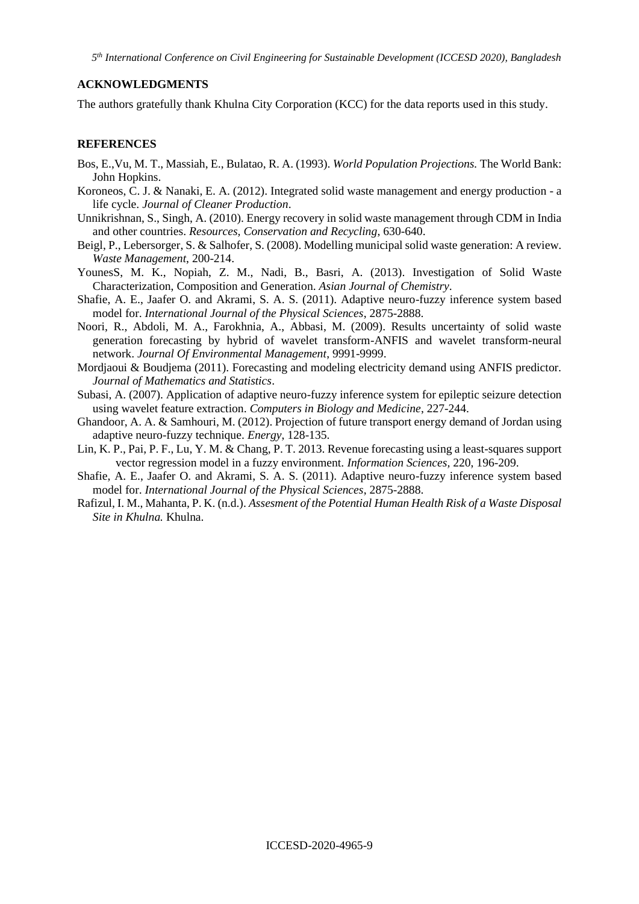## ACKNOWLEDGMENTS

The authors gratefully thank Khulna City Corporation (KCC) for the data reports used in this study.

## REFERENCES

Bos, E.,Vu, M. T., Massiah, E., Bulatao, R. A. (1993). *World Population Projections.* The World Bank: John Hopkins.

Koroneos, C. J. & Nanaki, E. A. (2012). Integrated solid waste management and energy production - a life cycle. *Journal of Cleaner Production*.

Unnikrishnan, S., Singh, A. (2010). Energy recovery in solid waste management through CDM in India and other countries. *Resources, Conservation and Recycling*, 630-640.

Beigl, P., Lebersorger, S. & Salhofer, S. (2008). Modelling municipal solid waste generation: A review. *Waste Management*, 200-214.

YounesS, M. K., Nopiah, Z. M., Nadi, B., Basri, A. (2013). Investigation of Solid Waste Characterization, Composition and Generation. *Asian Journal of Chemistry*.

Shafie, A. E., Jaafer O. and Akrami, S. A. S. (2011). Adaptive neuro-fuzzy inference system based model for. *International Journal of the Physical Sciences*, 2875-2888.

Noori, R., Abdoli, M. A., Farokhnia, A., Abbasi, M. (2009). Results uncertainty of solid waste generation forecasting by hybrid of wavelet transform-ANFIS and wavelet transform-neural network. *Journal Of Environmental Management*, 9991-9999.

Mordjaoui & Boudjema (2011). Forecasting and modeling electricity demand using ANFIS predictor. *Journal of Mathematics and Statistics*.

Subasi, A. (2007). Application of adaptive neuro-fuzzy inference system for epileptic seizure detection using wavelet feature extraction. *Computers in Biology and Medicine*, 227-244.

Ghandoor, A. A. & Samhouri, M. (2012). Projection of future transport energy demand of Jordan using adaptive neuro-fuzzy technique. *Energy*, 128-135.

Lin, K. P., Pai, P. F., Lu, Y. M. & Chang, P. T. 2013. Revenue forecasting using a least-squares support vector regression model in a fuzzy environment. *Information Sciences*, 220, 196-209.

Shafie, A. E., Jaafer O. and Akrami, S. A. S. (2011). Adaptive neuro-fuzzy inference system based model for. *International Journal of the Physical Sciences*, 2875-2888.

Rafizul, I. M., Mahanta, P. K. (n.d.). *Assesment of the Potential Human Health Risk of a Waste Disposal Site in Khulna.* Khulna.